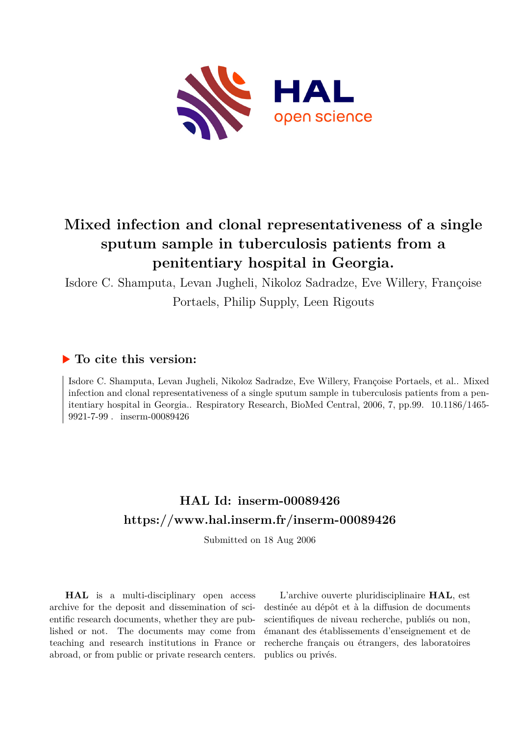# Mixed infection and clonal representativeness of a single sputum sample in tuberculosis patients from a penitentiary hospital in Georgia.

Isdore C. Shamputa, Levan Jugheli, Nikoloz Sadradze, Eve Willery, Françoise Portaels, Philip Supply, Leen Rigouts

## ▶ To cite this version:

Isdore C. Shamputa, Levan Jugheli, Nikoloz Sadradze, Eve Willery, Françoise Portaels, et al.. Mixed infection and clonal representativeness of a single sputum sample in tuberculosis patients from a penitentiary hospital in Georgia.. Respiratory Research, BioMed Central, 2006, 7, pp.99. 10.1186/1465-9921-7-99 . inserm-00089426

## HAL Id: inserm-00089426
## https://www.hal.inserm.fr/inserm-00089426

Submitted on 18 Aug 2006

**HAL** is a multi-disciplinary open access archive for the deposit and dissemination of scientific research documents, whether they are published or not. The documents may come from teaching and research institutions in France or abroad, or from public or private research centers.

L'archive ouverte pluridisciplinaire **HAL**, est destinée au dépôt et à la diffusion de documents scientifiques de niveau recherche, publiés ou non, émanant des établissements d'enseignement et de recherche français ou étrangers, des laboratoires publics ou privés.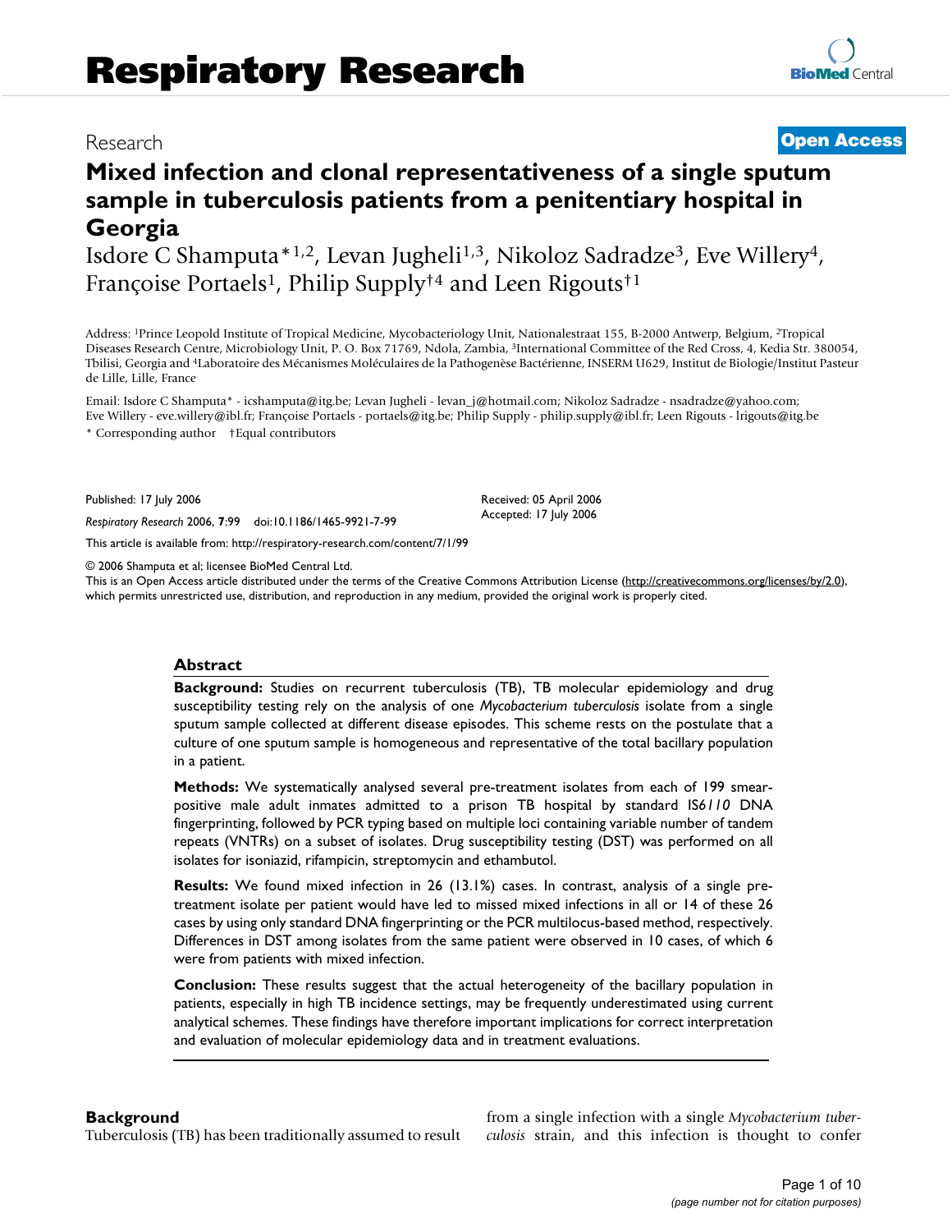# Mixed infection and clonal representativeness of a single sputum sample in tuberculosis patients from a penitentiary hospital in Georgia

Isdore C Shamputa*[1,2], Levan Jugheli[1,3], Nikoloz Sadradze[3], Eve Willery[4], Françoise Portaels[1], Philip Supply†[4] and Leen Rigouts†[1]

Address: [1]Prince Leopold Institute of Tropical Medicine, Mycobacteriology Unit, Nationalestraat 155, B-2000 Antwerp, Belgium, [2]Tropical Diseases Research Centre, Microbiology Unit, P. O. Box 71769, Ndola, Zambia, [3]International Committee of the Red Cross, 4, Kedia Str. 380054, Tbilisi, Georgia and [4]Laboratoire des Mécanismes Moléculaires de la Pathogenèse Bactérienne, INSERM U629, Institut de Biologie/Institut Pasteur de Lille, Lille, France

Email: Isdore C Shamputa* - icshamputa@itg.be; Levan Jugheli - levan_j@hotmail.com; Nikoloz Sadradze - nsadradze@yahoo.com; Eve Willery - eve.willery@ibl.fr; Françoise Portaels - portaels@itg.be; Philip Supply - philip.supply@ibl.fr; Leen Rigouts - lrigouts@itg.be

\* Corresponding author †Equal contributors

Published: 17 July 2006

*Respiratory Research* 2006, **7**:99 doi:10.1186/1465-9921-7-99

Received: 05 April 2006
Accepted: 17 July 2006

This article is available from: http://respiratory-research.com/content/7/1/99

© 2006 Shamputa et al; licensee BioMed Central Ltd.
This is an Open Access article distributed under the terms of the Creative Commons Attribution License (http://creativecommons.org/licenses/by/2.0), which permits unrestricted use, distribution, and reproduction in any medium, provided the original work is properly cited.

## Abstract

**Background:** Studies on recurrent tuberculosis (TB), TB molecular epidemiology and drug susceptibility testing rely on the analysis of one *Mycobacterium tuberculosis* isolate from a single sputum sample collected at different disease episodes. This scheme rests on the postulate that a culture of one sputum sample is homogeneous and representative of the total bacillary population in a patient.

**Methods:** We systematically analysed several pre-treatment isolates from each of 199 smear-positive male adult inmates admitted to a prison TB hospital by standard IS*6110* DNA fingerprinting, followed by PCR typing based on multiple loci containing variable number of tandem repeats (VNTRs) on a subset of isolates. Drug susceptibility testing (DST) was performed on all isolates for isoniazid, rifampicin, streptomycin and ethambutol.

**Results:** We found mixed infection in 26 (13.1%) cases. In contrast, analysis of a single pre-treatment isolate per patient would have led to missed mixed infections in all or 14 of these 26 cases by using only standard DNA fingerprinting or the PCR multilocus-based method, respectively. Differences in DST among isolates from the same patient were observed in 10 cases, of which 6 were from patients with mixed infection.

**Conclusion:** These results suggest that the actual heterogeneity of the bacillary population in patients, especially in high TB incidence settings, may be frequently underestimated using current analytical schemes. These findings have therefore important implications for correct interpretation and evaluation of molecular epidemiology data and in treatment evaluations.

## Background

Tuberculosis (TB) has been traditionally assumed to result from a single infection with a single *Mycobacterium tuberculosis* strain, and this infection is thought to confer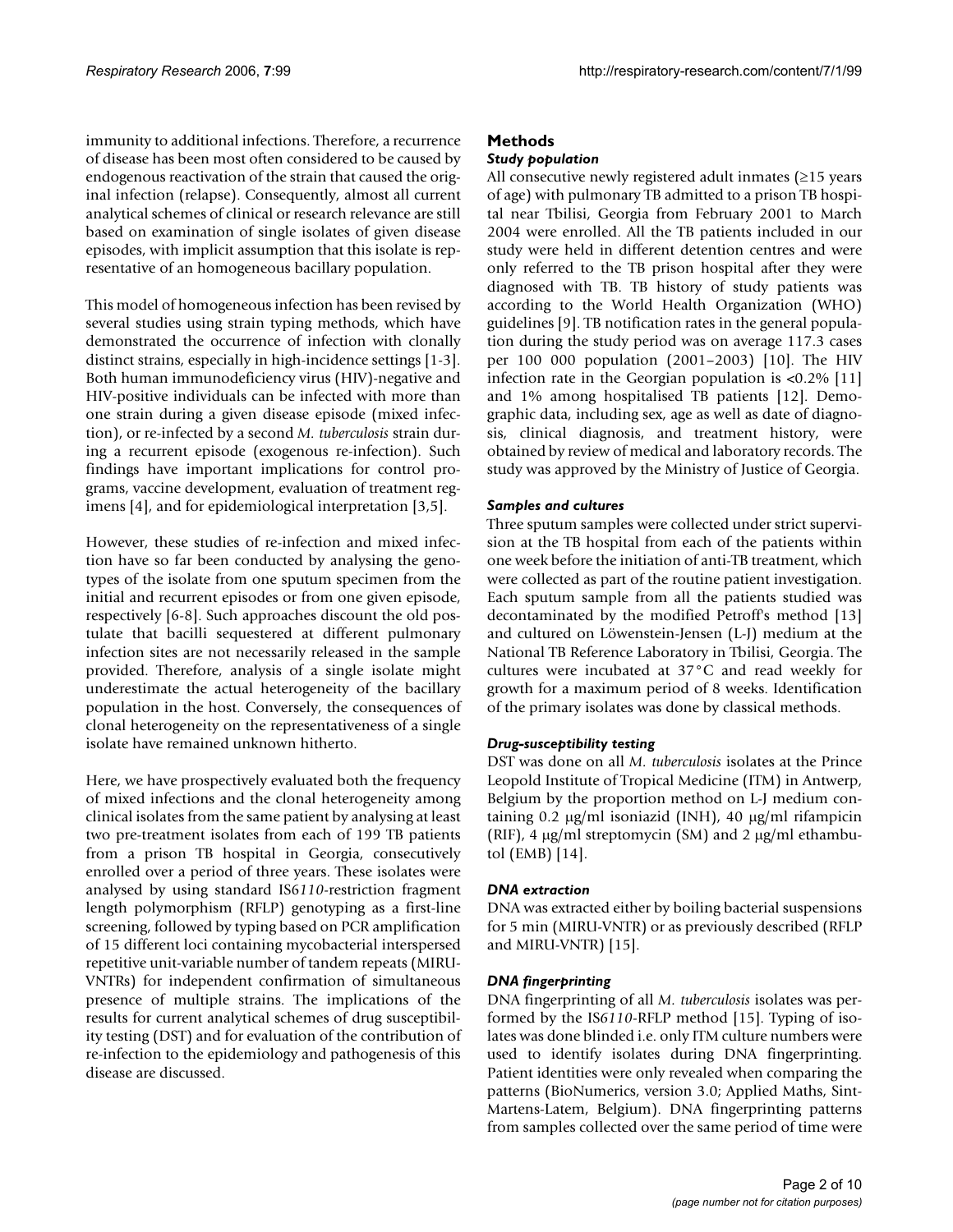immunity to additional infections. Therefore, a recurrence of disease has been most often considered to be caused by endogenous reactivation of the strain that caused the original infection (relapse). Consequently, almost all current analytical schemes of clinical or research relevance are still based on examination of single isolates of given disease episodes, with implicit assumption that this isolate is representative of an homogeneous bacillary population.

This model of homogeneous infection has been revised by several studies using strain typing methods, which have demonstrated the occurrence of infection with clonally distinct strains, especially in high-incidence settings [1-3]. Both human immunodeficiency virus (HIV)-negative and HIV-positive individuals can be infected with more than one strain during a given disease episode (mixed infection), or re-infected by a second *M. tuberculosis* strain during a recurrent episode (exogenous re-infection). Such findings have important implications for control programs, vaccine development, evaluation of treatment regimens [4], and for epidemiological interpretation [3,5].

However, these studies of re-infection and mixed infection have so far been conducted by analysing the genotypes of the isolate from one sputum specimen from the initial and recurrent episodes or from one given episode, respectively [6-8]. Such approaches discount the old postulate that bacilli sequestered at different pulmonary infection sites are not necessarily released in the sample provided. Therefore, analysis of a single isolate might underestimate the actual heterogeneity of the bacillary population in the host. Conversely, the consequences of clonal heterogeneity on the representativeness of a single isolate have remained unknown hitherto.

Here, we have prospectively evaluated both the frequency of mixed infections and the clonal heterogeneity among clinical isolates from the same patient by analysing at least two pre-treatment isolates from each of 199 TB patients from a prison TB hospital in Georgia, consecutively enrolled over a period of three years. These isolates were analysed by using standard IS*6110*-restriction fragment length polymorphism (RFLP) genotyping as a first-line screening, followed by typing based on PCR amplification of 15 different loci containing mycobacterial interspersed repetitive unit-variable number of tandem repeats (MIRU-VNTRs) for independent confirmation of simultaneous presence of multiple strains. The implications of the results for current analytical schemes of drug susceptibility testing (DST) and for evaluation of the contribution of re-infection to the epidemiology and pathogenesis of this disease are discussed.

## Methods

### *Study population*

All consecutive newly registered adult inmates (≥15 years of age) with pulmonary TB admitted to a prison TB hospital near Tbilisi, Georgia from February 2001 to March 2004 were enrolled. All the TB patients included in our study were held in different detention centres and were only referred to the TB prison hospital after they were diagnosed with TB. TB history of study patients was according to the World Health Organization (WHO) guidelines [9]. TB notification rates in the general population during the study period was on average 117.3 cases per 100 000 population (2001–2003) [10]. The HIV infection rate in the Georgian population is <0.2% [11] and 1% among hospitalised TB patients [12]. Demographic data, including sex, age as well as date of diagnosis, clinical diagnosis, and treatment history, were obtained by review of medical and laboratory records. The study was approved by the Ministry of Justice of Georgia.

### *Samples and cultures*

Three sputum samples were collected under strict supervision at the TB hospital from each of the patients within one week before the initiation of anti-TB treatment, which were collected as part of the routine patient investigation. Each sputum sample from all the patients studied was decontaminated by the modified Petroff's method [13] and cultured on Löwenstein-Jensen (L-J) medium at the National TB Reference Laboratory in Tbilisi, Georgia. The cultures were incubated at 37°C and read weekly for growth for a maximum period of 8 weeks. Identification of the primary isolates was done by classical methods.

### *Drug-susceptibility testing*

DST was done on all *M. tuberculosis* isolates at the Prince Leopold Institute of Tropical Medicine (ITM) in Antwerp, Belgium by the proportion method on L-J medium containing 0.2 μg/ml isoniazid (INH), 40 μg/ml rifampicin (RIF), 4 μg/ml streptomycin (SM) and 2 μg/ml ethambutol (EMB) [14].

### *DNA extraction*

DNA was extracted either by boiling bacterial suspensions for 5 min (MIRU-VNTR) or as previously described (RFLP and MIRU-VNTR) [15].

### *DNA fingerprinting*

DNA fingerprinting of all *M. tuberculosis* isolates was performed by the IS*6110*-RFLP method [15]. Typing of isolates was done blinded i.e. only ITM culture numbers were used to identify isolates during DNA fingerprinting. Patient identities were only revealed when comparing the patterns (BioNumerics, version 3.0; Applied Maths, Sint-Martens-Latem, Belgium). DNA fingerprinting patterns from samples collected over the same period of time were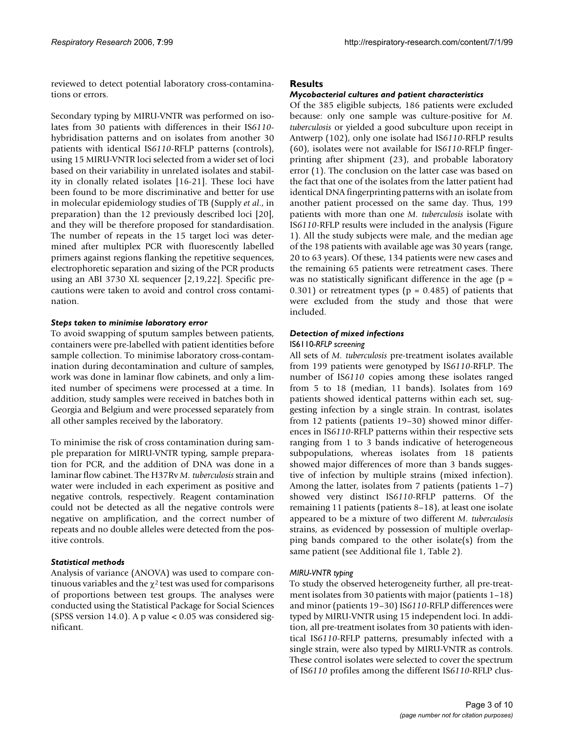reviewed to detect potential laboratory cross-contaminations or errors.

Secondary typing by MIRU-VNTR was performed on isolates from 30 patients with differences in their IS*6110*-hybridisation patterns and on isolates from another 30 patients with identical IS*6110*-RFLP patterns (controls), using 15 MIRU-VNTR loci selected from a wider set of loci based on their variability in unrelated isolates and stability in clonally related isolates [16-21]. These loci have been found to be more discriminative and better for use in molecular epidemiology studies of TB (Supply *et al*., in preparation) than the 12 previously described loci [20], and they will be therefore proposed for standardisation. The number of repeats in the 15 target loci was determined after multiplex PCR with fluorescently labelled primers against regions flanking the repetitive sequences, electrophoretic separation and sizing of the PCR products using an ABI 3730 XL sequencer [2,19,22]. Specific precautions were taken to avoid and control cross contamination.

### *Steps taken to minimise laboratory error*

To avoid swapping of sputum samples between patients, containers were pre-labelled with patient identities before sample collection. To minimise laboratory cross-contamination during decontamination and culture of samples, work was done in laminar flow cabinets, and only a limited number of specimens were processed at a time. In addition, study samples were received in batches both in Georgia and Belgium and were processed separately from all other samples received by the laboratory.

To minimise the risk of cross contamination during sample preparation for MIRU-VNTR typing, sample preparation for PCR, and the addition of DNA was done in a laminar flow cabinet. The H37Rv *M. tuberculosis* strain and water were included in each experiment as positive and negative controls, respectively. Reagent contamination could not be detected as all the negative controls were negative on amplification, and the correct number of repeats and no double alleles were detected from the positive controls.

### *Statistical methods*

Analysis of variance (ANOVA) was used to compare continuous variables and the $\chi^2$ test was used for comparisons of proportions between test groups. The analyses were conducted using the Statistical Package for Social Sciences (SPSS version 14.0). A p value $< 0.05$ was considered significant.

## Results

### *Mycobacterial cultures and patient characteristics*

Of the 385 eligible subjects, 186 patients were excluded because: only one sample was culture-positive for *M. tuberculosis* or yielded a good subculture upon receipt in Antwerp (102), only one isolate had IS*6110*-RFLP results (60), isolates were not available for IS*6110*-RFLP fingerprinting after shipment (23), and probable laboratory error (1). The conclusion on the latter case was based on the fact that one of the isolates from the latter patient had identical DNA fingerprinting patterns with an isolate from another patient processed on the same day. Thus, 199 patients with more than one *M. tuberculosis* isolate with IS*6110*-RFLP results were included in the analysis (Figure 1). All the study subjects were male, and the median age of the 198 patients with available age was 30 years (range, 20 to 63 years). Of these, 134 patients were new cases and the remaining 65 patients were retreatment cases. There was no statistically significant difference in the age ($p = 0.301$) or retreatment types ($p = 0.485$) of patients that were excluded from the study and those that were included.

### *Detection of mixed infections*

#### IS6110-*RFLP screening*

All sets of *M. tuberculosis* pre-treatment isolates available from 199 patients were genotyped by IS*6110*-RFLP. The number of IS*6110* copies among these isolates ranged from 5 to 18 (median, 11 bands). Isolates from 169 patients showed identical patterns within each set, suggesting infection by a single strain. In contrast, isolates from 12 patients (patients 19–30) showed minor differences in IS*6110*-RFLP patterns within their respective sets ranging from 1 to 3 bands indicative of heterogeneous subpopulations, whereas isolates from 18 patients showed major differences of more than 3 bands suggestive of infection by multiple strains (mixed infection). Among the latter, isolates from 7 patients (patients 1–7) showed very distinct IS*6110*-RFLP patterns. Of the remaining 11 patients (patients 8–18), at least one isolate appeared to be a mixture of two different *M. tuberculosis* strains, as evidenced by possession of multiple overlapping bands compared to the other isolate(s) from the same patient (see Additional file 1, Table 2).

#### *MIRU-VNTR typing*

To study the observed heterogeneity further, all pre-treatment isolates from 30 patients with major (patients 1–18) and minor (patients 19–30) IS*6110*-RFLP differences were typed by MIRU-VNTR using 15 independent loci. In addition, all pre-treatment isolates from 30 patients with identical IS*6110*-RFLP patterns, presumably infected with a single strain, were also typed by MIRU-VNTR as controls. These control isolates were selected to cover the spectrum of IS*6110* profiles among the different IS*6110*-RFLP clus-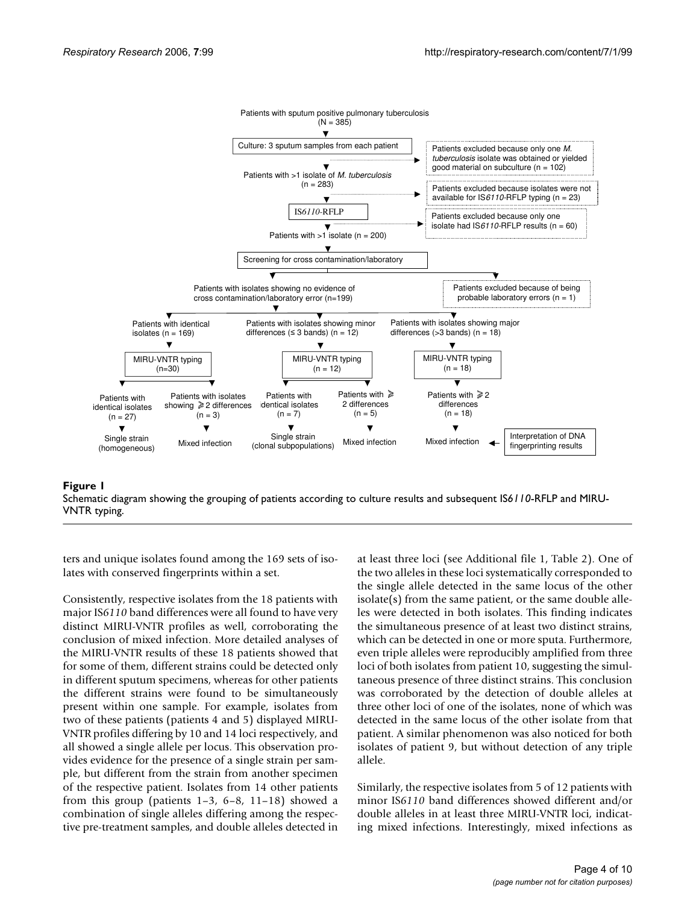Figure 1

Schematic diagram showing the grouping of patients according to culture results and subsequent IS*6110*-RFLP and MIRU-VNTR typing.

ters and unique isolates found among the 169 sets of isolates with conserved fingerprints within a set.

Consistently, respective isolates from the 18 patients with major IS*6110* band differences were all found to have very distinct MIRU-VNTR profiles as well, corroborating the conclusion of mixed infection. More detailed analyses of the MIRU-VNTR results of these 18 patients showed that for some of them, different strains could be detected only in different sputum specimens, whereas for other patients the different strains were found to be simultaneously present within one sample. For example, isolates from two of these patients (patients 4 and 5) displayed MIRU-VNTR profiles differing by 10 and 14 loci respectively, and all showed a single allele per locus. This observation provides evidence for the presence of a single strain per sample, but different from the strain from another specimen of the respective patient. Isolates from 14 other patients from this group (patients 1–3, 6–8, 11–18) showed a combination of single alleles differing among the respective pre-treatment samples, and double alleles detected in at least three loci (see Additional file 1, Table 2). One of the two alleles in these loci systematically corresponded to the single allele detected in the same locus of the other isolate(s) from the same patient, or the same double alleles were detected in both isolates. This finding indicates the simultaneous presence of at least two distinct strains, which can be detected in one or more sputa. Furthermore, even triple alleles were reproducibly amplified from three loci of both isolates from patient 10, suggesting the simultaneous presence of three distinct strains. This conclusion was corroborated by the detection of double alleles at three other loci of one of the isolates, none of which was detected in the same locus of the other isolate from that patient. A similar phenomenon was also noticed for both isolates of patient 9, but without detection of any triple allele.

Similarly, the respective isolates from 5 of 12 patients with minor IS*6110* band differences showed different and/or double alleles in at least three MIRU-VNTR loci, indicating mixed infections. Interestingly, mixed infections as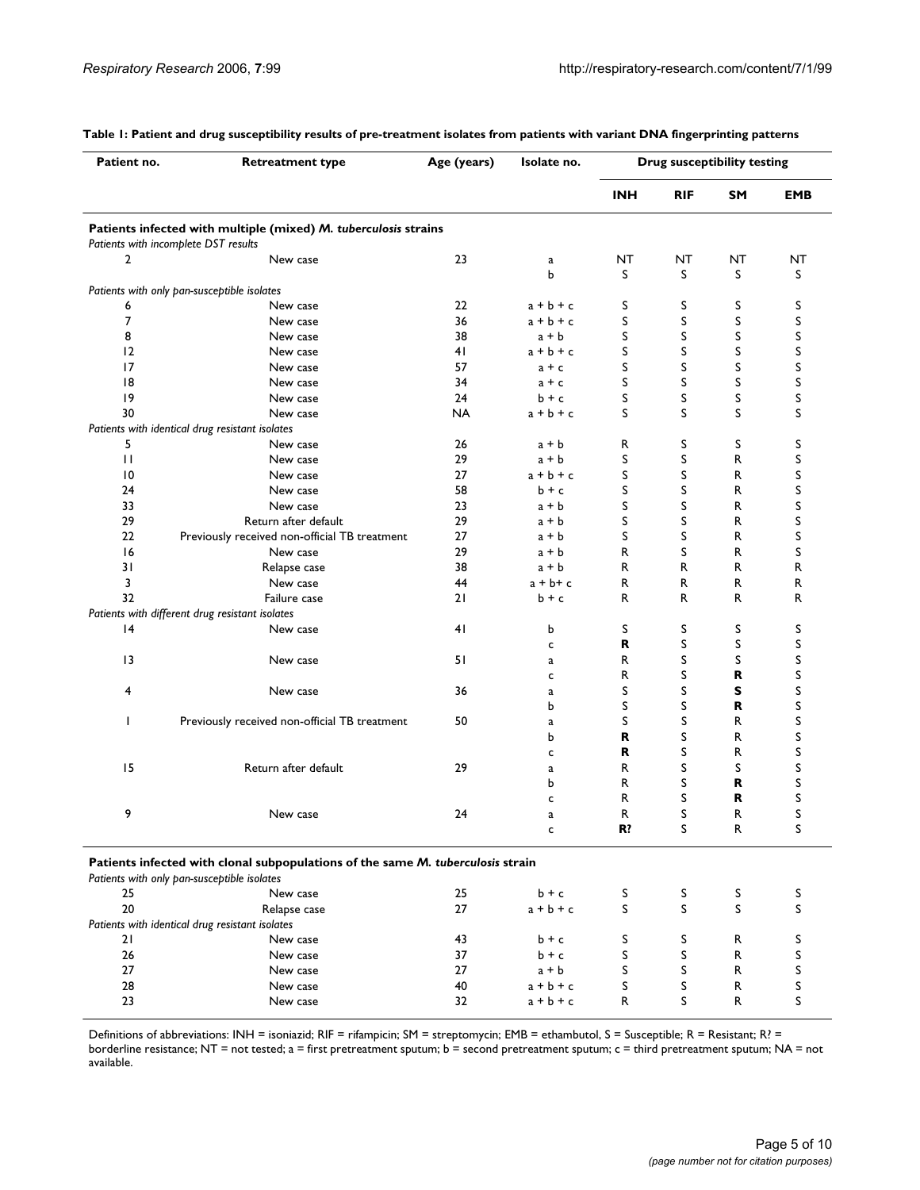**Table 1: Patient and drug susceptibility results of pre-treatment isolates from patients with variant DNA fingerprinting patterns**

| Patient no. | Retreatment type | Age (years) | Isolate no. | Drug susceptibility testing | | | |
|---|---|---|---|---|---|---|---|
| | | | | **INH** | **RIF** | **SM** | **EMB** |
| **Patients infected with multiple (mixed) *M. tuberculosis* strains** | | | | | | | |
| *Patients with incomplete DST results* | | | | | | | |
| 2 | New case | 23 | a | NT | NT | NT | NT |
| | | | b | S | S | S | S |
| *Patients with only pan-susceptible isolates* | | | | | | | |
| 6 | New case | 22 | a + b + c | S | S | S | S |
| 7 | New case | 36 | a + b + c | S | S | S | S |
| 8 | New case | 38 | a + b | S | S | S | S |
| 12 | New case | 41 | a + b + c | S | S | S | S |
| 17 | New case | 57 | a + c | S | S | S | S |
| 18 | New case | 34 | a + c | S | S | S | S |
| 19 | New case | 24 | b + c | S | S | S | S |
| 30 | New case | NA | a + b + c | S | S | S | S |
| *Patients with identical drug resistant isolates* | | | | | | | |
| 5 | New case | 26 | a + b | R | S | S | S |
| 11 | New case | 29 | a + b | S | S | R | S |
| 10 | New case | 27 | a + b + c | S | S | R | S |
| 24 | New case | 58 | b + c | S | S | R | S |
| 33 | New case | 23 | a + b | S | S | R | S |
| 29 | Return after default | 29 | a + b | S | S | R | S |
| 22 | Previously received non-official TB treatment | 27 | a + b | S | S | R | S |
| 16 | New case | 29 | a + b | R | S | R | S |
| 31 | Relapse case | 38 | a + b | R | R | R | R |
| 3 | New case | 44 | a + b+ c | R | R | R | R |
| 32 | Failure case | 21 | b + c | R | R | R | R |
| *Patients with different drug resistant isolates* | | | | | | | |
| 14 | New case | 41 | b | S | S | S | S |
| | | | c | **R** | S | S | S |
| 13 | New case | 51 | a | R | S | S | S |
| | | | c | R | S | **R** | S |
| 4 | New case | 36 | a | S | S | **S** | S |
| | | | b | S | S | **R** | S |
| 1 | Previously received non-official TB treatment | 50 | a | S | S | R | S |
| | | | b | **R** | S | R | S |
| | | | c | **R** | S | R | S |
| 15 | Return after default | 29 | a | R | S | S | S |
| | | | b | R | S | **R** | S |
| | | | c | R | S | **R** | S |
| 9 | New case | 24 | a | R | S | R | S |
| | | | c | **R?** | S | R | S |
| **Patients infected with clonal subpopulations of the same *M. tuberculosis* strain** | | | | | | | |
| *Patients with only pan-susceptible isolates* | | | | | | | |
| 25 | New case | 25 | b + c | S | S | S | S |
| 20 | Relapse case | 27 | a + b + c | S | S | S | S |
| *Patients with identical drug resistant isolates* | | | | | | | |
| 21 | New case | 43 | b + c | S | S | R | S |
| 26 | New case | 37 | b + c | S | S | R | S |
| 27 | New case | 27 | a + b | S | S | R | S |
| 28 | New case | 40 | a + b + c | S | S | R | S |
| 23 | New case | 32 | a + b + c | R | S | R | S |

Definitions of abbreviations: INH = isoniazid; RIF = rifampicin; SM = streptomycin; EMB = ethambutol, S = Susceptible; R = Resistant; R? = borderline resistance; NT = not tested; a = first pretreatment sputum; b = second pretreatment sputum; c = third pretreatment sputum; NA = not available.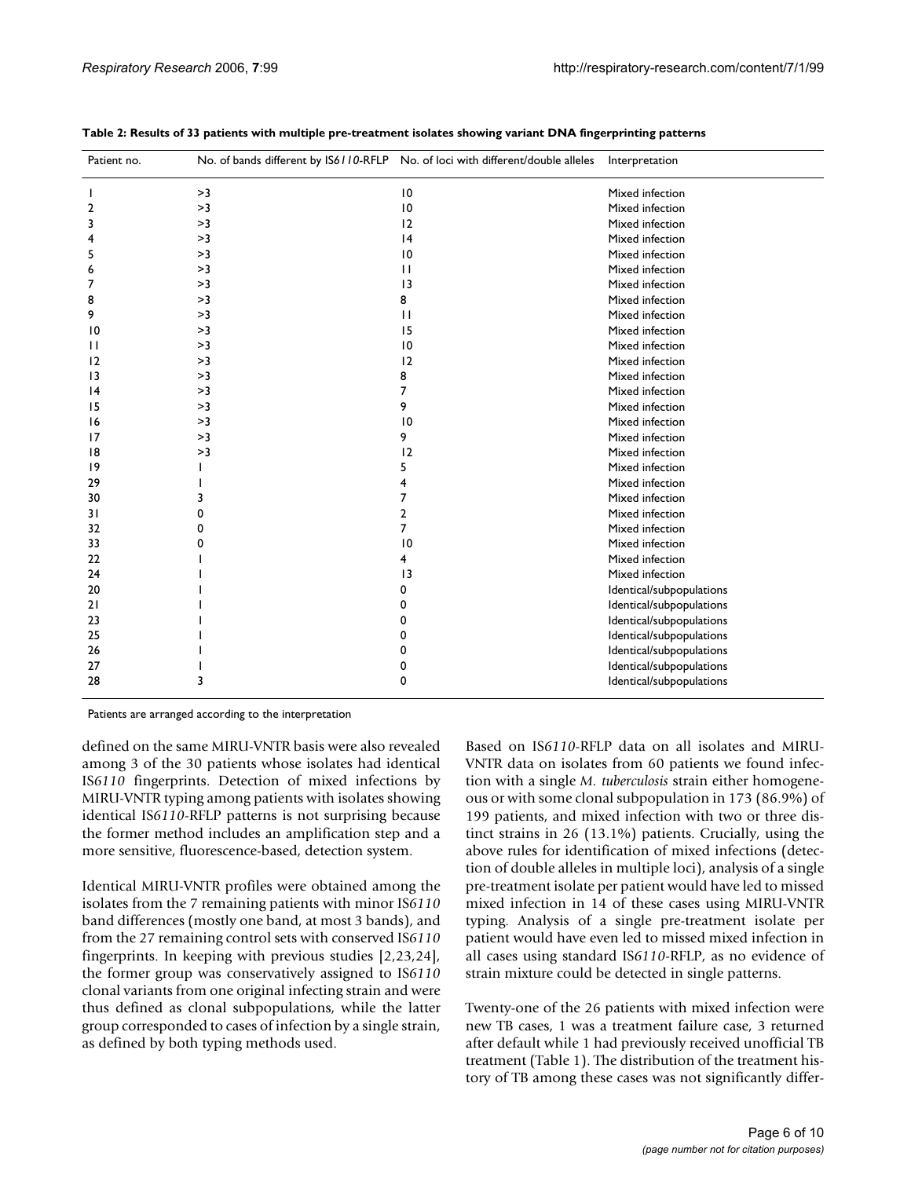**Table 2: Results of 33 patients with multiple pre-treatment isolates showing variant DNA fingerprinting patterns**

| Patient no. | No. of bands different by IS*6110*-RFLP | No. of loci with different/double alleles | Interpretation |
|---|---|---|---|
| 1 | >3 | 10 | Mixed infection |
| 2 | >3 | 10 | Mixed infection |
| 3 | >3 | 12 | Mixed infection |
| 4 | >3 | 14 | Mixed infection |
| 5 | >3 | 10 | Mixed infection |
| 6 | >3 | 11 | Mixed infection |
| 7 | >3 | 13 | Mixed infection |
| 8 | >3 | 8 | Mixed infection |
| 9 | >3 | 11 | Mixed infection |
| 10 | >3 | 15 | Mixed infection |
| 11 | >3 | 10 | Mixed infection |
| 12 | >3 | 12 | Mixed infection |
| 13 | >3 | 8 | Mixed infection |
| 14 | >3 | 7 | Mixed infection |
| 15 | >3 | 9 | Mixed infection |
| 16 | >3 | 10 | Mixed infection |
| 17 | >3 | 9 | Mixed infection |
| 18 | >3 | 12 | Mixed infection |
| 19 | 1 | 5 | Mixed infection |
| 29 | 1 | 4 | Mixed infection |
| 30 | 3 | 7 | Mixed infection |
| 31 | 0 | 2 | Mixed infection |
| 32 | 0 | 7 | Mixed infection |
| 33 | 0 | 10 | Mixed infection |
| 22 | 1 | 4 | Mixed infection |
| 24 | 1 | 13 | Mixed infection |
| 20 | 1 | 0 | Identical/subpopulations |
| 21 | 1 | 0 | Identical/subpopulations |
| 23 | 1 | 0 | Identical/subpopulations |
| 25 | 1 | 0 | Identical/subpopulations |
| 26 | 1 | 0 | Identical/subpopulations |
| 27 | 1 | 0 | Identical/subpopulations |
| 28 | 3 | 0 | Identical/subpopulations |

Patients are arranged according to the interpretation

defined on the same MIRU-VNTR basis were also revealed among 3 of the 30 patients whose isolates had identical IS*6110* fingerprints. Detection of mixed infections by MIRU-VNTR typing among patients with isolates showing identical IS*6110*-RFLP patterns is not surprising because the former method includes an amplification step and a more sensitive, fluorescence-based, detection system.

Identical MIRU-VNTR profiles were obtained among the isolates from the 7 remaining patients with minor IS*6110* band differences (mostly one band, at most 3 bands), and from the 27 remaining control sets with conserved IS*6110* fingerprints. In keeping with previous studies [2,23,24], the former group was conservatively assigned to IS*6110* clonal variants from one original infecting strain and were thus defined as clonal subpopulations, while the latter group corresponded to cases of infection by a single strain, as defined by both typing methods used.

Based on IS*6110*-RFLP data on all isolates and MIRU-VNTR data on isolates from 60 patients we found infection with a single *M. tuberculosis* strain either homogeneous or with some clonal subpopulation in 173 (86.9%) of 199 patients, and mixed infection with two or three distinct strains in 26 (13.1%) patients. Crucially, using the above rules for identification of mixed infections (detection of double alleles in multiple loci), analysis of a single pre-treatment isolate per patient would have led to missed mixed infection in 14 of these cases using MIRU-VNTR typing. Analysis of a single pre-treatment isolate per patient would have even led to missed mixed infection in all cases using standard IS*6110*-RFLP, as no evidence of strain mixture could be detected in single patterns.

Twenty-one of the 26 patients with mixed infection were new TB cases, 1 was a treatment failure case, 3 returned after default while 1 had previously received unofficial TB treatment (Table 1). The distribution of the treatment history of TB among these cases was not significantly differ-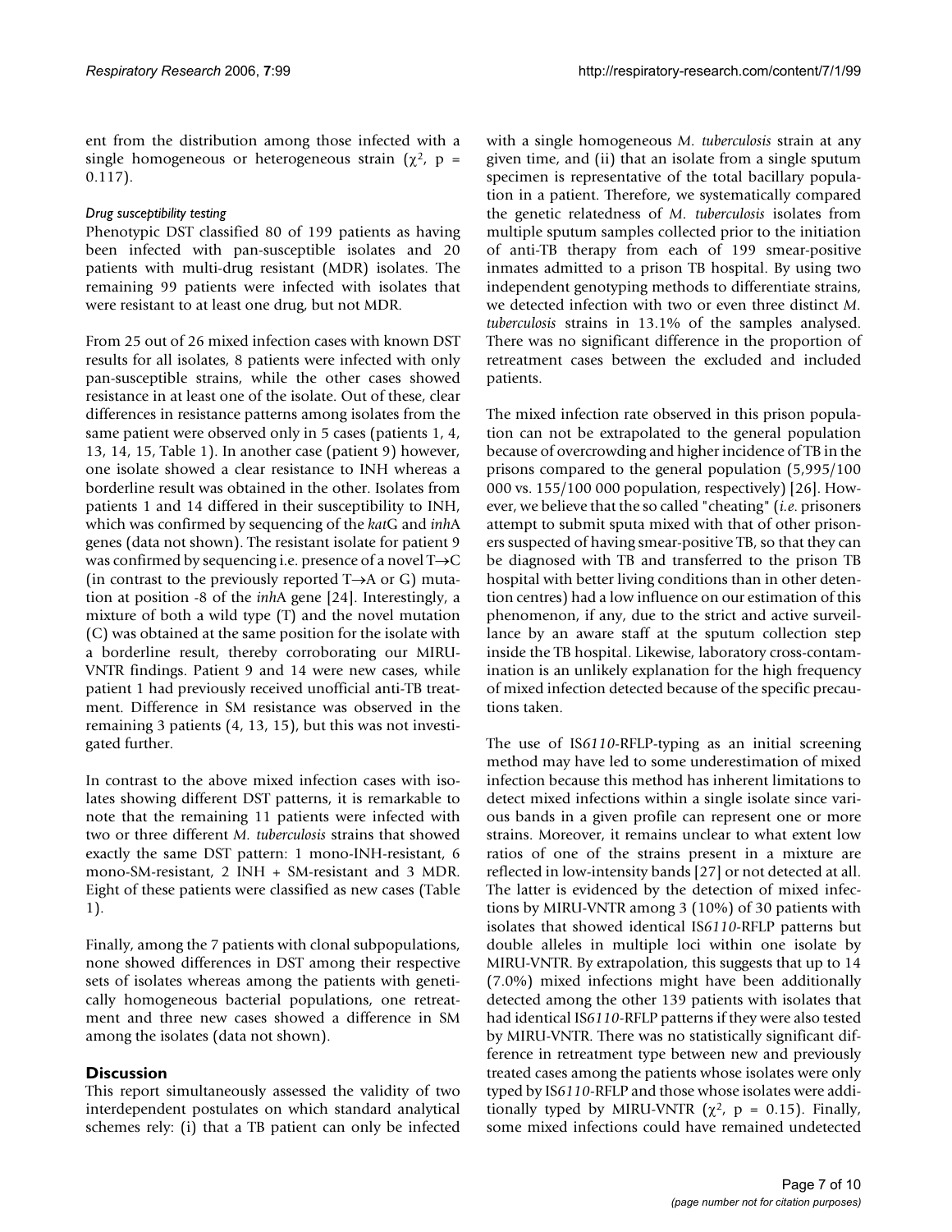ent from the distribution among those infected with a single homogeneous or heterogeneous strain ($\chi^2$, p = 0.117).

*Drug susceptibility testing*

Phenotypic DST classified 80 of 199 patients as having been infected with pan-susceptible isolates and 20 patients with multi-drug resistant (MDR) isolates. The remaining 99 patients were infected with isolates that were resistant to at least one drug, but not MDR.

From 25 out of 26 mixed infection cases with known DST results for all isolates, 8 patients were infected with only pan-susceptible strains, while the other cases showed resistance in at least one of the isolate. Out of these, clear differences in resistance patterns among isolates from the same patient were observed only in 5 cases (patients 1, 4, 13, 14, 15, Table 1). In another case (patient 9) however, one isolate showed a clear resistance to INH whereas a borderline result was obtained in the other. Isolates from patients 1 and 14 differed in their susceptibility to INH, which was confirmed by sequencing of the *kat*G and *inh*A genes (data not shown). The resistant isolate for patient 9 was confirmed by sequencing i.e. presence of a novel T→C (in contrast to the previously reported T→A or G) mutation at position -8 of the *inh*A gene [24]. Interestingly, a mixture of both a wild type (T) and the novel mutation (C) was obtained at the same position for the isolate with a borderline result, thereby corroborating our MIRU-VNTR findings. Patient 9 and 14 were new cases, while patient 1 had previously received unofficial anti-TB treatment. Difference in SM resistance was observed in the remaining 3 patients (4, 13, 15), but this was not investigated further.

In contrast to the above mixed infection cases with isolates showing different DST patterns, it is remarkable to note that the remaining 11 patients were infected with two or three different *M. tuberculosis* strains that showed exactly the same DST pattern: 1 mono-INH-resistant, 6 mono-SM-resistant, 2 INH + SM-resistant and 3 MDR. Eight of these patients were classified as new cases (Table 1).

Finally, among the 7 patients with clonal subpopulations, none showed differences in DST among their respective sets of isolates whereas among the patients with genetically homogeneous bacterial populations, one retreatment and three new cases showed a difference in SM among the isolates (data not shown).

## Discussion

This report simultaneously assessed the validity of two interdependent postulates on which standard analytical schemes rely: (i) that a TB patient can only be infected with a single homogeneous *M. tuberculosis* strain at any given time, and (ii) that an isolate from a single sputum specimen is representative of the total bacillary population in a patient. Therefore, we systematically compared the genetic relatedness of *M. tuberculosis* isolates from multiple sputum samples collected prior to the initiation of anti-TB therapy from each of 199 smear-positive inmates admitted to a prison TB hospital. By using two independent genotyping methods to differentiate strains, we detected infection with two or even three distinct *M. tuberculosis* strains in 13.1% of the samples analysed. There was no significant difference in the proportion of retreatment cases between the excluded and included patients.

The mixed infection rate observed in this prison population can not be extrapolated to the general population because of overcrowding and higher incidence of TB in the prisons compared to the general population (5,995/100 000 vs. 155/100 000 population, respectively) [26]. However, we believe that the so called "cheating" (*i.e.* prisoners attempt to submit sputa mixed with that of other prisoners suspected of having smear-positive TB, so that they can be diagnosed with TB and transferred to the prison TB hospital with better living conditions than in other detention centres) had a low influence on our estimation of this phenomenon, if any, due to the strict and active surveillance by an aware staff at the sputum collection step inside the TB hospital. Likewise, laboratory cross-contamination is an unlikely explanation for the high frequency of mixed infection detected because of the specific precautions taken.

The use of IS*6110*-RFLP-typing as an initial screening method may have led to some underestimation of mixed infection because this method has inherent limitations to detect mixed infections within a single isolate since various bands in a given profile can represent one or more strains. Moreover, it remains unclear to what extent low ratios of one of the strains present in a mixture are reflected in low-intensity bands [27] or not detected at all. The latter is evidenced by the detection of mixed infections by MIRU-VNTR among 3 (10%) of 30 patients with isolates that showed identical IS*6110*-RFLP patterns but double alleles in multiple loci within one isolate by MIRU-VNTR. By extrapolation, this suggests that up to 14 (7.0%) mixed infections might have been additionally detected among the other 139 patients with isolates that had identical IS*6110*-RFLP patterns if they were also tested by MIRU-VNTR. There was no statistically significant difference in retreatment type between new and previously treated cases among the patients whose isolates were only typed by IS*6110*-RFLP and those whose isolates were additionally typed by MIRU-VNTR ($\chi^2$, p = 0.15). Finally, some mixed infections could have remained undetected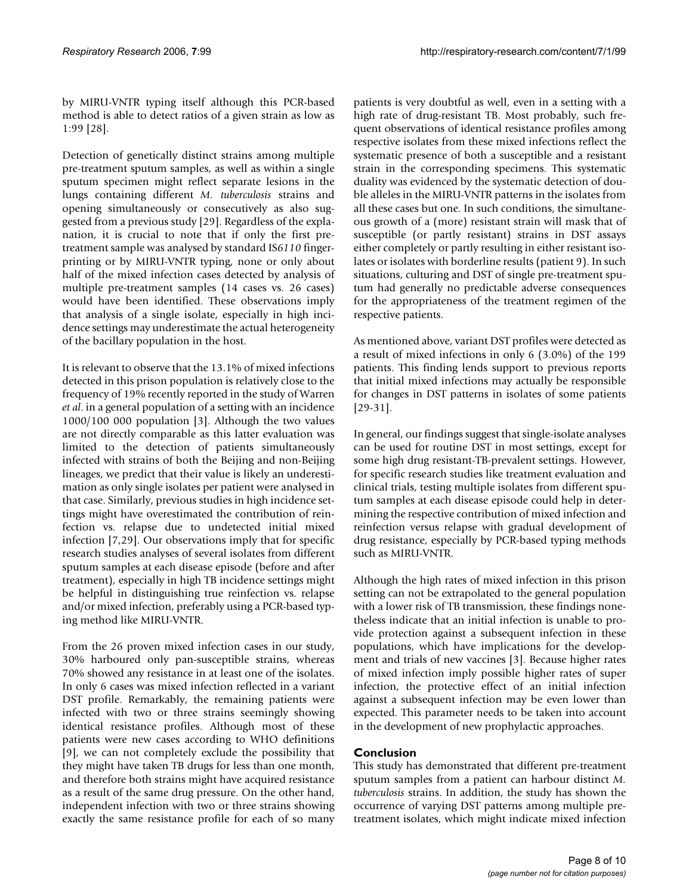by MIRU-VNTR typing itself although this PCR-based method is able to detect ratios of a given strain as low as 1:99 [28].

Detection of genetically distinct strains among multiple pre-treatment sputum samples, as well as within a single sputum specimen might reflect separate lesions in the lungs containing different *M. tuberculosis* strains and opening simultaneously or consecutively as also suggested from a previous study [29]. Regardless of the explanation, it is crucial to note that if only the first pre-treatment sample was analysed by standard IS*6110* fingerprinting or by MIRU-VNTR typing, none or only about half of the mixed infection cases detected by analysis of multiple pre-treatment samples (14 cases vs. 26 cases) would have been identified. These observations imply that analysis of a single isolate, especially in high incidence settings may underestimate the actual heterogeneity of the bacillary population in the host.

It is relevant to observe that the 13.1% of mixed infections detected in this prison population is relatively close to the frequency of 19% recently reported in the study of Warren *et al*. in a general population of a setting with an incidence 1000/100 000 population [3]. Although the two values are not directly comparable as this latter evaluation was limited to the detection of patients simultaneously infected with strains of both the Beijing and non-Beijing lineages, we predict that their value is likely an underestimation as only single isolates per patient were analysed in that case. Similarly, previous studies in high incidence settings might have overestimated the contribution of reinfection vs. relapse due to undetected initial mixed infection [7,29]. Our observations imply that for specific research studies analyses of several isolates from different sputum samples at each disease episode (before and after treatment), especially in high TB incidence settings might be helpful in distinguishing true reinfection vs. relapse and/or mixed infection, preferably using a PCR-based typing method like MIRU-VNTR.

From the 26 proven mixed infection cases in our study, 30% harboured only pan-susceptible strains, whereas 70% showed any resistance in at least one of the isolates. In only 6 cases was mixed infection reflected in a variant DST profile. Remarkably, the remaining patients were infected with two or three strains seemingly showing identical resistance profiles. Although most of these patients were new cases according to WHO definitions [9], we can not completely exclude the possibility that they might have taken TB drugs for less than one month, and therefore both strains might have acquired resistance as a result of the same drug pressure. On the other hand, independent infection with two or three strains showing exactly the same resistance profile for each of so many patients is very doubtful as well, even in a setting with a high rate of drug-resistant TB. Most probably, such frequent observations of identical resistance profiles among respective isolates from these mixed infections reflect the systematic presence of both a susceptible and a resistant strain in the corresponding specimens. This systematic duality was evidenced by the systematic detection of double alleles in the MIRU-VNTR patterns in the isolates from all these cases but one. In such conditions, the simultaneous growth of a (more) resistant strain will mask that of susceptible (or partly resistant) strains in DST assays either completely or partly resulting in either resistant isolates or isolates with borderline results (patient 9). In such situations, culturing and DST of single pre-treatment sputum had generally no predictable adverse consequences for the appropriateness of the treatment regimen of the respective patients.

As mentioned above, variant DST profiles were detected as a result of mixed infections in only 6 (3.0%) of the 199 patients. This finding lends support to previous reports that initial mixed infections may actually be responsible for changes in DST patterns in isolates of some patients [29-31].

In general, our findings suggest that single-isolate analyses can be used for routine DST in most settings, except for some high drug resistant-TB-prevalent settings. However, for specific research studies like treatment evaluation and clinical trials, testing multiple isolates from different sputum samples at each disease episode could help in determining the respective contribution of mixed infection and reinfection versus relapse with gradual development of drug resistance, especially by PCR-based typing methods such as MIRU-VNTR.

Although the high rates of mixed infection in this prison setting can not be extrapolated to the general population with a lower risk of TB transmission, these findings nonetheless indicate that an initial infection is unable to provide protection against a subsequent infection in these populations, which have implications for the development and trials of new vaccines [3]. Because higher rates of mixed infection imply possible higher rates of super infection, the protective effect of an initial infection against a subsequent infection may be even lower than expected. This parameter needs to be taken into account in the development of new prophylactic approaches.

## Conclusion

This study has demonstrated that different pre-treatment sputum samples from a patient can harbour distinct *M. tuberculosis* strains. In addition, the study has shown the occurrence of varying DST patterns among multiple pre-treatment isolates, which might indicate mixed infection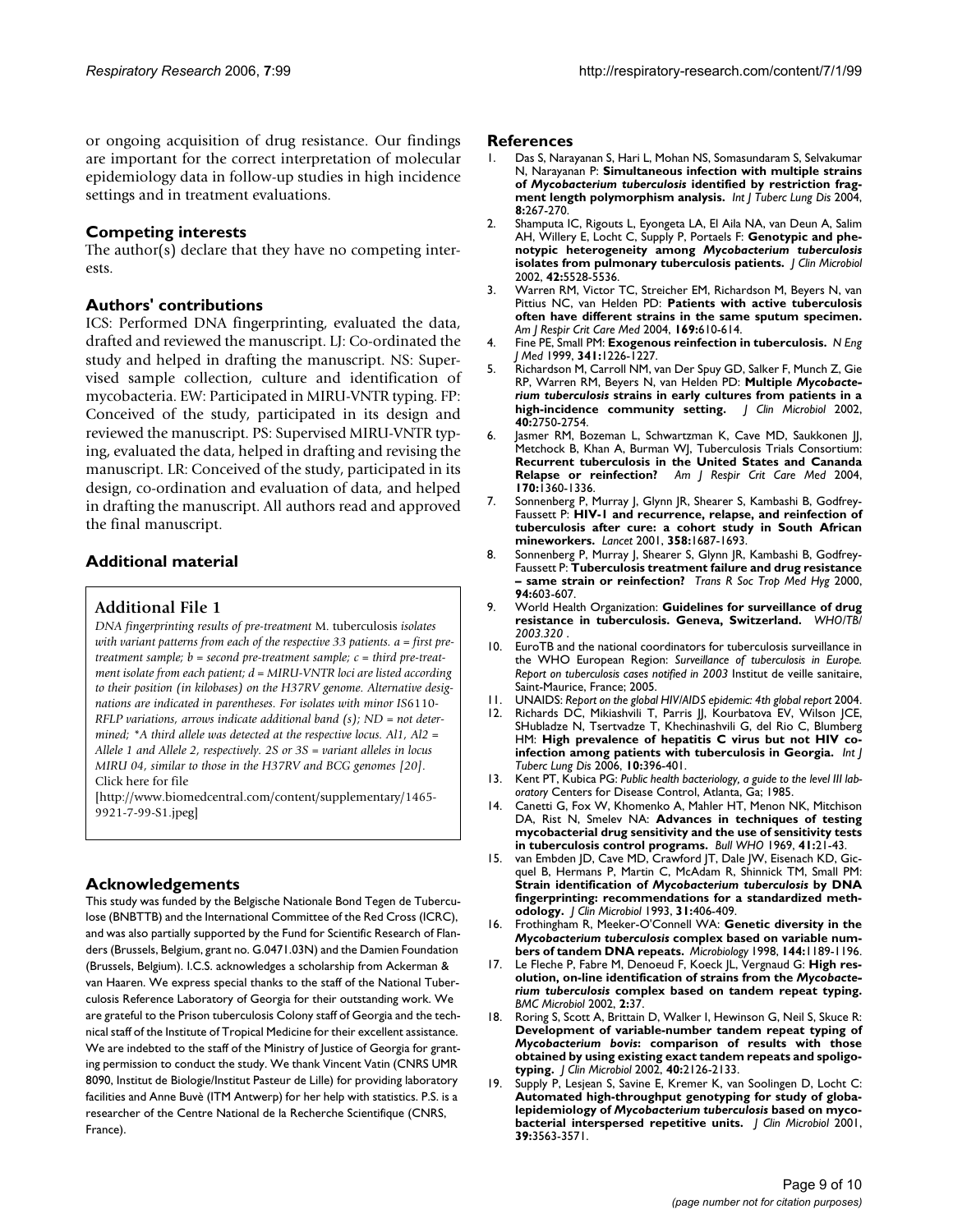or ongoing acquisition of drug resistance. Our findings are important for the correct interpretation of molecular epidemiology data in follow-up studies in high incidence settings and in treatment evaluations.

## Competing interests

The author(s) declare that they have no competing interests.

## Authors' contributions

ICS: Performed DNA fingerprinting, evaluated the data, drafted and reviewed the manuscript. LJ: Co-ordinated the study and helped in drafting the manuscript. NS: Supervised sample collection, culture and identification of mycobacteria. EW: Participated in MIRU-VNTR typing. FP: Conceived of the study, participated in its design and reviewed the manuscript. PS: Supervised MIRU-VNTR typing, evaluated the data, helped in drafting and revising the manuscript. LR: Conceived of the study, participated in its design, co-ordination and evaluation of data, and helped in drafting the manuscript. All authors read and approved the final manuscript.

## Additional material

### Additional File 1

*DNA fingerprinting results of pre-treatment* M. tuberculosis *isolates with variant patterns from each of the respective 33 patients. a = first pre-treatment sample; b = second pre-treatment sample; c = third pre-treatment isolate from each patient; d = MIRU-VNTR loci are listed according to their position (in kilobases) on the H37RV genome. Alternative designations are indicated in parentheses. For isolates with minor IS6110-RFLP variations, arrows indicate additional band (s); ND = not determined; *A third allele was detected at the respective locus. Al1, Al2 = Allele 1 and Allele 2, respectively. 2S or 3S = variant alleles in locus MIRU 04, similar to those in the H37RV and BCG genomes [20].*
Click here for file
[http://www.biomedcentral.com/content/supplementary/1465-9921-7-99-S1.jpeg]

## Acknowledgements

This study was funded by the Belgische Nationale Bond Tegen de Tuberculose (BNBTTB) and the International Committee of the Red Cross (ICRC), and was also partially supported by the Fund for Scientific Research of Flanders (Brussels, Belgium, grant no. G.0471.03N) and the Damien Foundation (Brussels, Belgium). I.C.S. acknowledges a scholarship from Ackerman & van Haaren. We express special thanks to the staff of the National Tuberculosis Reference Laboratory of Georgia for their outstanding work. We are grateful to the Prison tuberculosis Colony staff of Georgia and the technical staff of the Institute of Tropical Medicine for their excellent assistance. We are indebted to the staff of the Ministry of Justice of Georgia for granting permission to conduct the study. We thank Vincent Vatin (CNRS UMR 8090, Institut de Biologie/Institut Pasteur de Lille) for providing laboratory facilities and Anne Buvè (ITM Antwerp) for her help with statistics. P.S. is a researcher of the Centre National de la Recherche Scientifique (CNRS, France).

## References

1. Das S, Narayanan S, Hari L, Mohan NS, Somasundaram S, Selvakumar N, Narayanan P: **Simultaneous infection with multiple strains of *Mycobacterium tuberculosis* identified by restriction fragment length polymorphism analysis.** *Int J Tuberc Lung Dis* 2004, **8:**267-270.
2. Shamputa IC, Rigouts L, Eyongeta LA, El Aila NA, van Deun A, Salim AH, Willery E, Locht C, Supply P, Portaels F: **Genotypic and phenotypic heterogeneity among *Mycobacterium tuberculosis* isolates from pulmonary tuberculosis patients.** *J Clin Microbiol* 2002, **42:**5528-5536.
3. Warren RM, Victor TC, Streicher EM, Richardson M, Beyers N, van Pittius NC, van Helden PD: **Patients with active tuberculosis often have different strains in the same sputum specimen.** *Am J Respir Crit Care Med* 2004, **169:**610-614.
4. Fine PE, Small PM: **Exogenous reinfection in tuberculosis.** *N Eng J Med* 1999, **341:**1226-1227.
5. Richardson M, Carroll NM, van Der Spuy GD, Salker F, Munch Z, Gie RP, Warren RM, Beyers N, van Helden PD: **Multiple *Mycobacterium tuberculosis* strains in early cultures from patients in a high-incidence community setting.** *J Clin Microbiol* 2002, **40:**2750-2754.
6. Jasmer RM, Bozeman L, Schwartzman K, Cave MD, Saukkonen JJ, Metchock B, Khan A, Burman WJ, Tuberculosis Trials Consortium: **Recurrent tuberculosis in the United States and Cananda Relapse or reinfection?** *Am J Respir Crit Care Med* 2004, **170:**1360-1336.
7. Sonnenberg P, Murray J, Glynn JR, Shearer S, Kambashi B, Godfrey-Faussett P: **HIV-1 and recurrence, relapse, and reinfection of tuberculosis after cure: a cohort study in South African mineworkers.** *Lancet* 2001, **358:**1687-1693.
8. Sonnenberg P, Murray J, Shearer S, Glynn JR, Kambashi B, Godfrey-Faussett P: **Tuberculosis treatment failure and drug resistance – same strain or reinfection?** *Trans R Soc Trop Med Hyg* 2000, **94:**603-607.
9. World Health Organization: **Guidelines for surveillance of drug resistance in tuberculosis. Geneva, Switzerland.** *WHO/TB/2003.320* .
10. EuroTB and the national coordinators for tuberculosis surveillance in the WHO European Region: *Surveillance of tuberculosis in Europe. Report on tuberculosis cases notified in 2003* Institut de veille sanitaire, Saint-Maurice, France; 2005.
11. UNAIDS: *Report on the global HIV/AIDS epidemic: 4th global report* 2004.
12. Richards DC, Mikiashvili T, Parris JJ, Kourbatova EV, Wilson JCE, SHubladze N, Tsertvadze T, Khechinashvili G, del Rio C, Blumberg HM: **High prevalence of hepatitis C virus but not HIV co-infection among patients with tuberculosis in Georgia.** *Int J Tuberc Lung Dis* 2006, **10:**396-401.
13. Kent PT, Kubica PG: *Public health bacteriology, a guide to the level III laboratory* Centers for Disease Control, Atlanta, Ga; 1985.
14. Canetti G, Fox W, Khomenko A, Mahler HT, Menon NK, Mitchison DA, Rist N, Smelev NA: **Advances in techniques of testing mycobacterial drug sensitivity and the use of sensitivity tests in tuberculosis control programs.** *Bull WHO* 1969, **41:**21-43.
15. van Embden JD, Cave MD, Crawford JT, Dale JW, Eisenach KD, Gicquel B, Hermans P, Martin C, McAdam R, Shinnick TM, Small PM: **Strain identification of *Mycobacterium tuberculosis* by DNA fingerprinting: recommendations for a standardized methodology.** *J Clin Microbiol* 1993, **31:**406-409.
16. Frothingham R, Meeker-O'Connell WA: **Genetic diversity in the *Mycobacterium tuberculosis* complex based on variable numbers of tandem DNA repeats.** *Microbiology* 1998, **144:**1189-1196.
17. Le Fleche P, Fabre M, Denoeud F, Koeck JL, Vergnaud G: **High resolution, on-line identification of strains from the *Mycobacterium tuberculosis* complex based on tandem repeat typing.** *BMC Microbiol* 2002, **2:**37.
18. Roring S, Scott A, Brittain D, Walker I, Hewinson G, Neil S, Skuce R: **Development of variable-number tandem repeat typing of *Mycobacterium bovis*: comparison of results with those obtained by using existing exact tandem repeats and spoligotyping.** *J Clin Microbiol* 2002, **40:**2126-2133.
19. Supply P, Lesjean S, Savine E, Kremer K, van Soolingen D, Locht C: **Automated high-throughput genotyping for study of globalepidemiology of *Mycobacterium tuberculosis* based on mycobacterial interspersed repetitive units.** *J Clin Microbiol* 2001, **39:**3563-3571.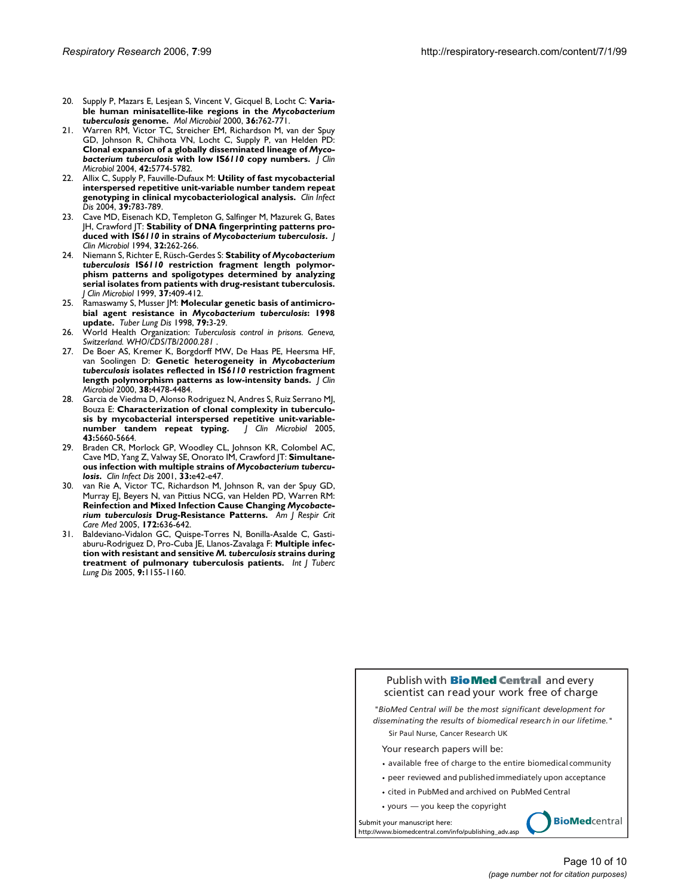20. Supply P, Mazars E, Lesjean S, Vincent V, Gicquel B, Locht C: **Variable human minisatellite-like regions in the *Mycobacterium tuberculosis* genome.** *Mol Microbiol* 2000, **36:**762-771.
21. Warren RM, Victor TC, Streicher EM, Richardson M, van der Spuy GD, Johnson R, Chihota VN, Locht C, Supply P, van Helden PD: **Clonal expansion of a globally disseminated lineage of *Mycobacterium tuberculosis* with low IS*6110* copy numbers.** *J Clin Microbiol* 2004, **42:**5774-5782.
22. Allix C, Supply P, Fauville-Dufaux M: **Utility of fast mycobacterial interspersed repetitive unit-variable number tandem repeat genotyping in clinical mycobacteriological analysis.** *Clin Infect Dis* 2004, **39:**783-789.
23. Cave MD, Eisenach KD, Templeton G, Salfinger M, Mazurek G, Bates JH, Crawford JT: **Stability of DNA fingerprinting patterns produced with IS*6110* in strains of *Mycobacterium tuberculosis*.** *J Clin Microbiol* 1994, **32:**262-266.
24. Niemann S, Richter E, Rüsch-Gerdes S: **Stability of *Mycobacterium tuberculosis* IS*6110* restriction fragment length polymorphism patterns and spoligotypes determined by analyzing serial isolates from patients with drug-resistant tuberculosis.** *J Clin Microbiol* 1999, **37:**409-412.
25. Ramaswamy S, Musser JM: **Molecular genetic basis of antimicrobial agent resistance in *Mycobacterium tuberculosis*: 1998 update.** *Tuber Lung Dis* 1998, **79:**3-29.
26. World Health Organization: *Tuberculosis control in prisons. Geneva, Switzerland. WHO/CDS/TB/2000.281* .
27. De Boer AS, Kremer K, Borgdorff MW, De Haas PE, Heersma HF, van Soolingen D: **Genetic heterogeneity in *Mycobacterium tuberculosis* isolates reflected in IS*6110* restriction fragment length polymorphism patterns as low-intensity bands.** *J Clin Microbiol* 2000, **38:**4478-4484.
28. Garcia de Viedma D, Alonso Rodriguez N, Andres S, Ruiz Serrano MJ, Bouza E: **Characterization of clonal complexity in tuberculosis by mycobacterial interspersed repetitive unit-variable-number tandem repeat typing.** *J Clin Microbiol* 2005, **43:**5660-5664.
29. Braden CR, Morlock GP, Woodley CL, Johnson KR, Colombel AC, Cave MD, Yang Z, Valway SE, Onorato IM, Crawford JT: **Simultaneous infection with multiple strains of *Mycobacterium tuberculosis*.** *Clin Infect Dis* 2001, **33:**e42-e47.
30. van Rie A, Victor TC, Richardson M, Johnson R, van der Spuy GD, Murray EJ, Beyers N, van Pittius NCG, van Helden PD, Warren RM: **Reinfection and Mixed Infection Cause Changing *Mycobacterium tuberculosis* Drug-Resistance Patterns.** *Am J Respir Crit Care Med* 2005, **172:**636-642.
31. Baldeviano-Vidalon GC, Quispe-Torres N, Bonilla-Asalde C, Gastiaburu-Rodriguez D, Pro-Cuba JE, Llanos-Zavalaga F: **Multiple infection with resistant and sensitive *M. tuberculosis* strains during treatment of pulmonary tuberculosis patients.** *Int J Tuberc Lung Dis* 2005, **9:**1155-1160.

Publish with **BioMed Central** and every scientist can read your work free of charge

*"BioMed Central will be the most significant development for disseminating the results of biomedical research in our lifetime."*
Sir Paul Nurse, Cancer Research UK

Your research papers will be:

- available free of charge to the entire biomedical community
- peer reviewed and published immediately upon acceptance
- cited in PubMed and archived on PubMed Central
- yours — you keep the copyright

Submit your manuscript here:
http://www.biomedcentral.com/info/publishing_adv.asp

**BioMed**central